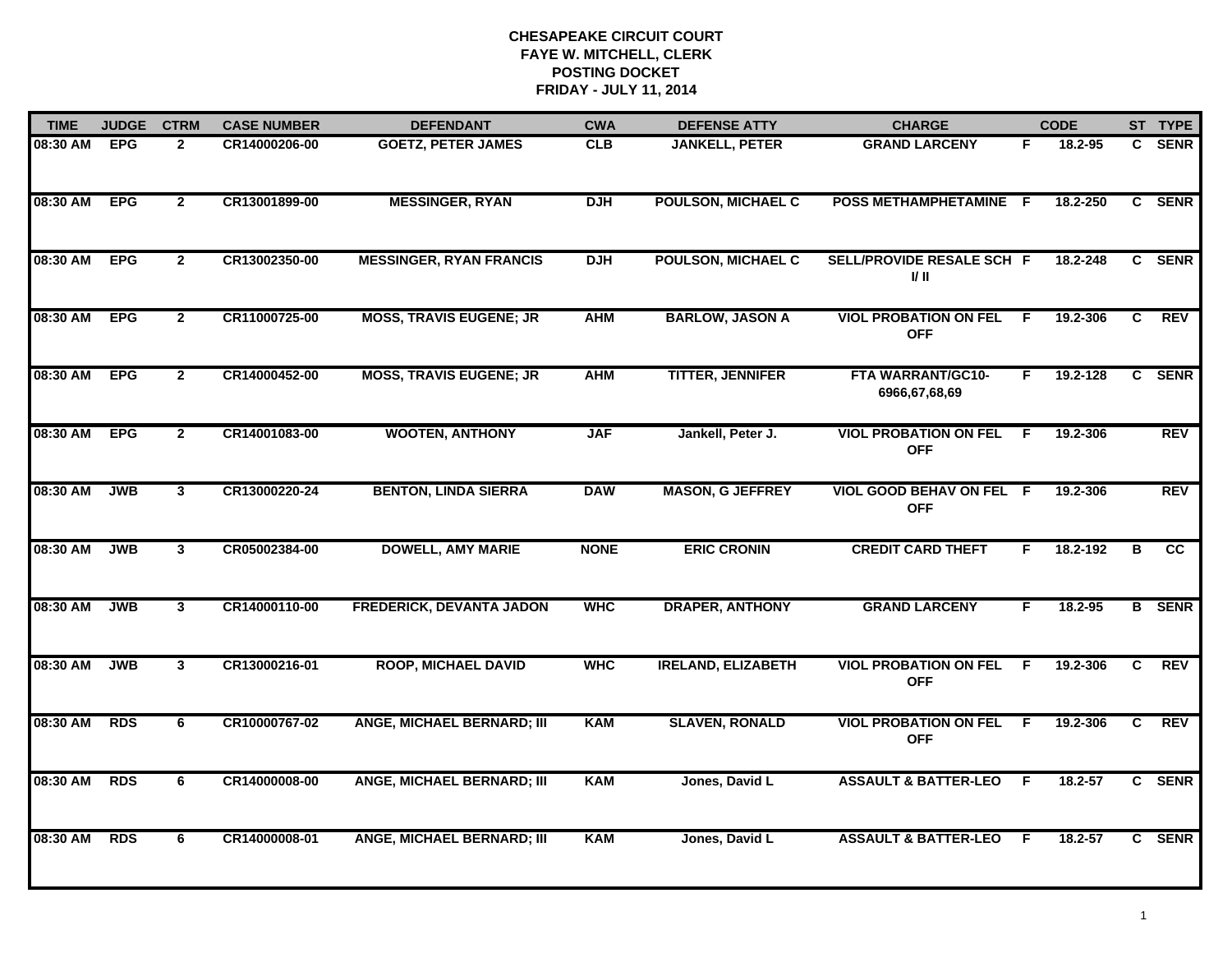**CHESAPEAKE CIRCUIT COURT**
**FAYE W. MITCHELL, CLERK**
**POSTING DOCKET**
**FRIDAY - JULY 11, 2014**

| TIME | JUDGE | CTRM | CASE NUMBER | DEFENDANT | CWA | DEFENSE ATTY | CHARGE | | CODE | ST | TYPE |
|---|---|---|---|---|---|---|---|---|---|---|---|
| 08:30 AM | EPG | 2 | CR14000206-00 | GOETZ, PETER JAMES | CLB | JANKELL, PETER | GRAND LARCENY | F | 18.2-95 | C | SENR |
| 08:30 AM | EPG | 2 | CR13001899-00 | MESSINGER, RYAN | DJH | POULSON, MICHAEL C | POSS METHAMPHETAMINE | F | 18.2-250 | C | SENR |
| 08:30 AM | EPG | 2 | CR13002350-00 | MESSINGER, RYAN FRANCIS | DJH | POULSON, MICHAEL C | SELL/PROVIDE RESALE SCH I/ II | F | 18.2-248 | C | SENR |
| 08:30 AM | EPG | 2 | CR11000725-00 | MOSS, TRAVIS EUGENE; JR | AHM | BARLOW, JASON A | VIOL PROBATION ON FEL OFF | F | 19.2-306 | C | REV |
| 08:30 AM | EPG | 2 | CR14000452-00 | MOSS, TRAVIS EUGENE; JR | AHM | TITTER, JENNIFER | FTA WARRANT/GC10-6966,67,68,69 | F | 19.2-128 | C | SENR |
| 08:30 AM | EPG | 2 | CR14001083-00 | WOOTEN, ANTHONY | JAF | Jankell, Peter J. | VIOL PROBATION ON FEL OFF | F | 19.2-306 | | REV |
| 08:30 AM | JWB | 3 | CR13000220-24 | BENTON, LINDA SIERRA | DAW | MASON, G JEFFREY | VIOL GOOD BEHAV ON FEL OFF | F | 19.2-306 | | REV |
| 08:30 AM | JWB | 3 | CR05002384-00 | DOWELL, AMY MARIE | NONE | ERIC CRONIN | CREDIT CARD THEFT | F | 18.2-192 | B | CC |
| 08:30 AM | JWB | 3 | CR14000110-00 | FREDERICK, DEVANTA JADON | WHC | DRAPER, ANTHONY | GRAND LARCENY | F | 18.2-95 | B | SENR |
| 08:30 AM | JWB | 3 | CR13000216-01 | ROOP, MICHAEL DAVID | WHC | IRELAND, ELIZABETH | VIOL PROBATION ON FEL OFF | F | 19.2-306 | C | REV |
| 08:30 AM | RDS | 6 | CR10000767-02 | ANGE, MICHAEL BERNARD; III | KAM | SLAVEN, RONALD | VIOL PROBATION ON FEL OFF | F | 19.2-306 | C | REV |
| 08:30 AM | RDS | 6 | CR14000008-00 | ANGE, MICHAEL BERNARD; III | KAM | Jones, David L | ASSAULT & BATTER-LEO | F | 18.2-57 | C | SENR |
| 08:30 AM | RDS | 6 | CR14000008-01 | ANGE, MICHAEL BERNARD; III | KAM | Jones, David L | ASSAULT & BATTER-LEO | F | 18.2-57 | C | SENR |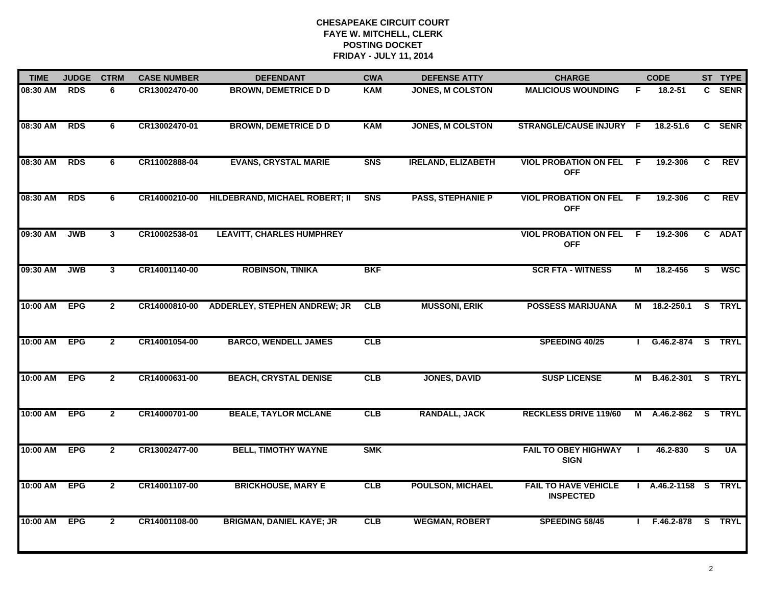**CHESAPEAKE CIRCUIT COURT**
**FAYE W. MITCHELL, CLERK**
**POSTING DOCKET**
**FRIDAY - JULY 11, 2014**

| TIME | JUDGE | CTRM | CASE NUMBER | DEFENDANT | CWA | DEFENSE ATTY | CHARGE | | CODE | ST | TYPE |
|---|---|---|---|---|---|---|---|---|---|---|---|
| 08:30 AM | RDS | 6 | CR13002470-00 | BROWN, DEMETRICE D D | KAM | JONES, M COLSTON | MALICIOUS WOUNDING | F | 18.2-51 | C | SENR |
| 08:30 AM | RDS | 6 | CR13002470-01 | BROWN, DEMETRICE D D | KAM | JONES, M COLSTON | STRANGLE/CAUSE INJURY | F | 18.2-51.6 | C | SENR |
| 08:30 AM | RDS | 6 | CR11002888-04 | EVANS, CRYSTAL MARIE | SNS | IRELAND, ELIZABETH | VIOL PROBATION ON FEL OFF | F | 19.2-306 | C | REV |
| 08:30 AM | RDS | 6 | CR14000210-00 | HILDEBRAND, MICHAEL ROBERT; II | SNS | PASS, STEPHANIE P | VIOL PROBATION ON FEL OFF | F | 19.2-306 | C | REV |
| 09:30 AM | JWB | 3 | CR10002538-01 | LEAVITT, CHARLES HUMPHREY | | | VIOL PROBATION ON FEL OFF | F | 19.2-306 | C | ADAT |
| 09:30 AM | JWB | 3 | CR14001140-00 | ROBINSON, TINIKA | BKF | | SCR FTA - WITNESS | M | 18.2-456 | S | WSC |
| 10:00 AM | EPG | 2 | CR14000810-00 | ADDERLEY, STEPHEN ANDREW; JR | CLB | MUSSONI, ERIK | POSSESS MARIJUANA | M | 18.2-250.1 | S | TRYL |
| 10:00 AM | EPG | 2 | CR14001054-00 | BARCO, WENDELL JAMES | CLB | | SPEEDING 40/25 | I | G.46.2-874 | S | TRYL |
| 10:00 AM | EPG | 2 | CR14000631-00 | BEACH, CRYSTAL DENISE | CLB | JONES, DAVID | SUSP LICENSE | M | B.46.2-301 | S | TRYL |
| 10:00 AM | EPG | 2 | CR14000701-00 | BEALE, TAYLOR MCLANE | CLB | RANDALL, JACK | RECKLESS DRIVE 119/60 | M | A.46.2-862 | S | TRYL |
| 10:00 AM | EPG | 2 | CR13002477-00 | BELL, TIMOTHY WAYNE | SMK | | FAIL TO OBEY HIGHWAY SIGN | I | 46.2-830 | S | UA |
| 10:00 AM | EPG | 2 | CR14001107-00 | BRICKHOUSE, MARY E | CLB | POULSON, MICHAEL | FAIL TO HAVE VEHICLE INSPECTED | I | A.46.2-1158 | S | TRYL |
| 10:00 AM | EPG | 2 | CR14001108-00 | BRIGMAN, DANIEL KAYE; JR | CLB | WEGMAN, ROBERT | SPEEDING 58/45 | I | F.46.2-878 | S | TRYL |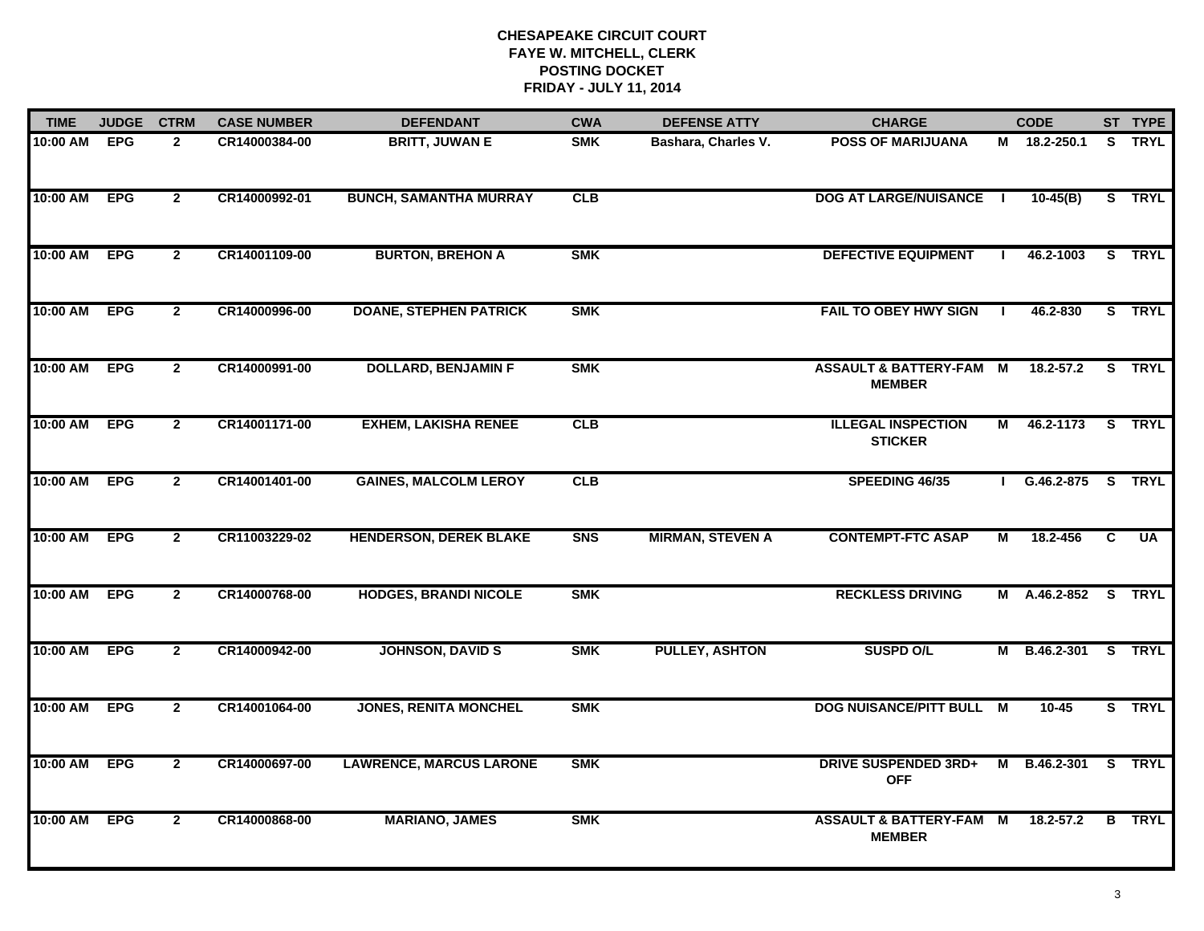**CHESAPEAKE CIRCUIT COURT**
**FAYE W. MITCHELL, CLERK**
**POSTING DOCKET**
**FRIDAY - JULY 11, 2014**

| TIME | JUDGE | CTRM | CASE NUMBER | DEFENDANT | CWA | DEFENSE ATTY | CHARGE | | CODE | ST | TYPE |
|---|---|---|---|---|---|---|---|---|---|---|---|
| 10:00 AM | EPG | 2 | CR14000384-00 | BRITT, JUWAN E | SMK | Bashara, Charles V. | POSS OF MARIJUANA | M | 18.2-250.1 | S | TRYL |
| 10:00 AM | EPG | 2 | CR14000992-01 | BUNCH, SAMANTHA MURRAY | CLB | | DOG AT LARGE/NUISANCE | I | 10-45(B) | S | TRYL |
| 10:00 AM | EPG | 2 | CR14001109-00 | BURTON, BREHON A | SMK | | DEFECTIVE EQUIPMENT | I | 46.2-1003 | S | TRYL |
| 10:00 AM | EPG | 2 | CR14000996-00 | DOANE, STEPHEN PATRICK | SMK | | FAIL TO OBEY HWY SIGN | I | 46.2-830 | S | TRYL |
| 10:00 AM | EPG | 2 | CR14000991-00 | DOLLARD, BENJAMIN F | SMK | | ASSAULT & BATTERY-FAM MEMBER | M | 18.2-57.2 | S | TRYL |
| 10:00 AM | EPG | 2 | CR14001171-00 | EXHEM, LAKISHA RENEE | CLB | | ILLEGAL INSPECTION STICKER | M | 46.2-1173 | S | TRYL |
| 10:00 AM | EPG | 2 | CR14001401-00 | GAINES, MALCOLM LEROY | CLB | | SPEEDING 46/35 | I | G.46.2-875 | S | TRYL |
| 10:00 AM | EPG | 2 | CR11003229-02 | HENDERSON, DEREK BLAKE | SNS | MIRMAN, STEVEN A | CONTEMPT-FTC ASAP | M | 18.2-456 | C | UA |
| 10:00 AM | EPG | 2 | CR14000768-00 | HODGES, BRANDI NICOLE | SMK | | RECKLESS DRIVING | M | A.46.2-852 | S | TRYL |
| 10:00 AM | EPG | 2 | CR14000942-00 | JOHNSON, DAVID S | SMK | PULLEY, ASHTON | SUSPD O/L | M | B.46.2-301 | S | TRYL |
| 10:00 AM | EPG | 2 | CR14001064-00 | JONES, RENITA MONCHEL | SMK | | DOG NUISANCE/PITT BULL | M | 10-45 | S | TRYL |
| 10:00 AM | EPG | 2 | CR14000697-00 | LAWRENCE, MARCUS LARONE | SMK | | DRIVE SUSPENDED 3RD+ OFF | M | B.46.2-301 | S | TRYL |
| 10:00 AM | EPG | 2 | CR14000868-00 | MARIANO, JAMES | SMK | | ASSAULT & BATTERY-FAM MEMBER | M | 18.2-57.2 | B | TRYL |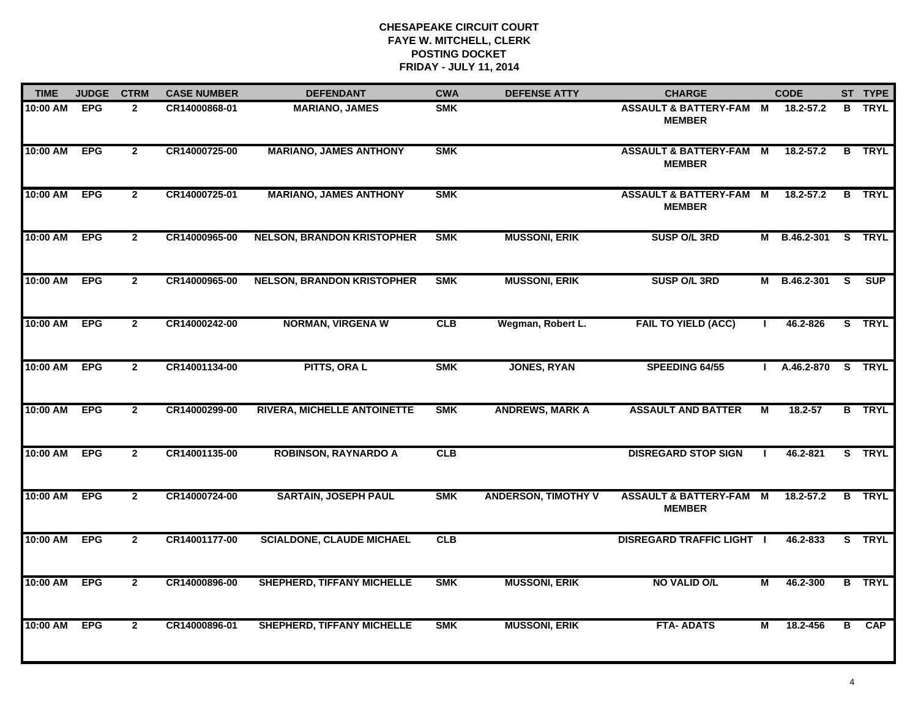**CHESAPEAKE CIRCUIT COURT**
**FAYE W. MITCHELL, CLERK**
**POSTING DOCKET**
**FRIDAY - JULY 11, 2014**

| TIME | JUDGE | CTRM | CASE NUMBER | DEFENDANT | CWA | DEFENSE ATTY | CHARGE | | CODE | ST | TYPE |
|---|---|---|---|---|---|---|---|---|---|---|---|
| 10:00 AM | EPG | 2 | CR14000868-01 | MARIANO, JAMES | SMK | | ASSAULT & BATTERY-FAM MEMBER | M | 18.2-57.2 | B | TRYL |
| 10:00 AM | EPG | 2 | CR14000725-00 | MARIANO, JAMES ANTHONY | SMK | | ASSAULT & BATTERY-FAM MEMBER | M | 18.2-57.2 | B | TRYL |
| 10:00 AM | EPG | 2 | CR14000725-01 | MARIANO, JAMES ANTHONY | SMK | | ASSAULT & BATTERY-FAM MEMBER | M | 18.2-57.2 | B | TRYL |
| 10:00 AM | EPG | 2 | CR14000965-00 | NELSON, BRANDON KRISTOPHER | SMK | MUSSONI, ERIK | SUSP O/L 3RD | M | B.46.2-301 | S | TRYL |
| 10:00 AM | EPG | 2 | CR14000965-00 | NELSON, BRANDON KRISTOPHER | SMK | MUSSONI, ERIK | SUSP O/L 3RD | M | B.46.2-301 | S | SUP |
| 10:00 AM | EPG | 2 | CR14000242-00 | NORMAN, VIRGENA W | CLB | Wegman, Robert L. | FAIL TO YIELD (ACC) | I | 46.2-826 | S | TRYL |
| 10:00 AM | EPG | 2 | CR14001134-00 | PITTS, ORA L | SMK | JONES, RYAN | SPEEDING 64/55 | I | A.46.2-870 | S | TRYL |
| 10:00 AM | EPG | 2 | CR14000299-00 | RIVERA, MICHELLE ANTOINETTE | SMK | ANDREWS, MARK A | ASSAULT AND BATTER | M | 18.2-57 | B | TRYL |
| 10:00 AM | EPG | 2 | CR14001135-00 | ROBINSON, RAYNARDO A | CLB | | DISREGARD STOP SIGN | I | 46.2-821 | S | TRYL |
| 10:00 AM | EPG | 2 | CR14000724-00 | SARTAIN, JOSEPH PAUL | SMK | ANDERSON, TIMOTHY V | ASSAULT & BATTERY-FAM MEMBER | M | 18.2-57.2 | B | TRYL |
| 10:00 AM | EPG | 2 | CR14001177-00 | SCIALDONE, CLAUDE MICHAEL | CLB | | DISREGARD TRAFFIC LIGHT | I | 46.2-833 | S | TRYL |
| 10:00 AM | EPG | 2 | CR14000896-00 | SHEPHERD, TIFFANY MICHELLE | SMK | MUSSONI, ERIK | NO VALID O/L | M | 46.2-300 | B | TRYL |
| 10:00 AM | EPG | 2 | CR14000896-01 | SHEPHERD, TIFFANY MICHELLE | SMK | MUSSONI, ERIK | FTA- ADATS | M | 18.2-456 | B | CAP |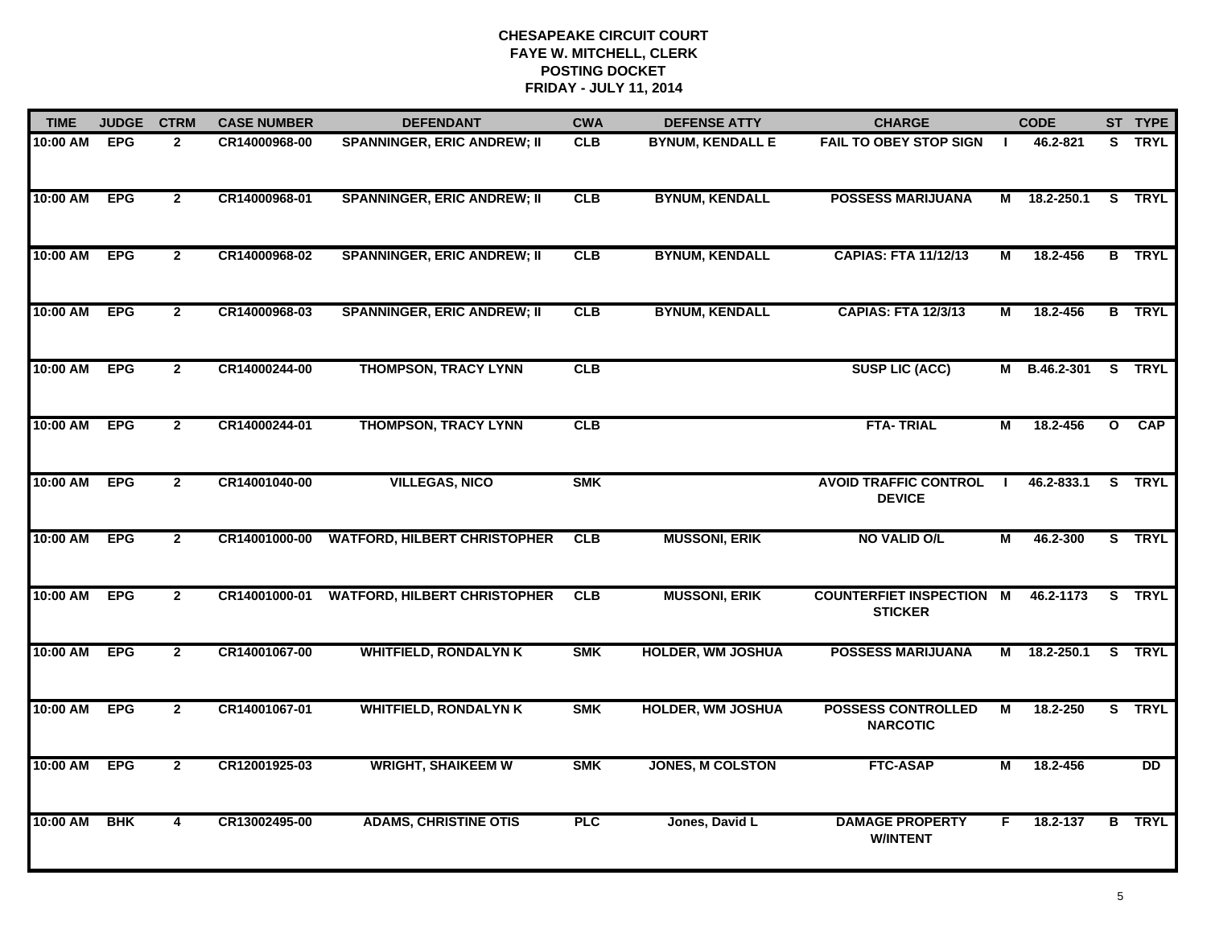# CHESAPEAKE CIRCUIT COURT
## FAYE W. MITCHELL, CLERK
## POSTING DOCKET
## FRIDAY - JULY 11, 2014

| TIME | JUDGE | CTRM | CASE NUMBER | DEFENDANT | CWA | DEFENSE ATTY | CHARGE | | CODE | ST | TYPE |
|---|---|---|---|---|---|---|---|---|---|---|---|
| 10:00 AM | EPG | 2 | CR14000968-00 | SPANNINGER, ERIC ANDREW; II | CLB | BYNUM, KENDALL E | FAIL TO OBEY STOP SIGN | I | 46.2-821 | S | TRYL |
| 10:00 AM | EPG | 2 | CR14000968-01 | SPANNINGER, ERIC ANDREW; II | CLB | BYNUM, KENDALL | POSSESS MARIJUANA | M | 18.2-250.1 | S | TRYL |
| 10:00 AM | EPG | 2 | CR14000968-02 | SPANNINGER, ERIC ANDREW; II | CLB | BYNUM, KENDALL | CAPIAS: FTA 11/12/13 | M | 18.2-456 | B | TRYL |
| 10:00 AM | EPG | 2 | CR14000968-03 | SPANNINGER, ERIC ANDREW; II | CLB | BYNUM, KENDALL | CAPIAS: FTA 12/3/13 | M | 18.2-456 | B | TRYL |
| 10:00 AM | EPG | 2 | CR14000244-00 | THOMPSON, TRACY LYNN | CLB | | SUSP LIC (ACC) | M | B.46.2-301 | S | TRYL |
| 10:00 AM | EPG | 2 | CR14000244-01 | THOMPSON, TRACY LYNN | CLB | | FTA- TRIAL | M | 18.2-456 | O | CAP |
| 10:00 AM | EPG | 2 | CR14001040-00 | VILLEGAS, NICO | SMK | | AVOID TRAFFIC CONTROL DEVICE | I | 46.2-833.1 | S | TRYL |
| 10:00 AM | EPG | 2 | CR14001000-00 | WATFORD, HILBERT CHRISTOPHER | CLB | MUSSONI, ERIK | NO VALID O/L | M | 46.2-300 | S | TRYL |
| 10:00 AM | EPG | 2 | CR14001000-01 | WATFORD, HILBERT CHRISTOPHER | CLB | MUSSONI, ERIK | COUNTERFIET INSPECTION STICKER | M | 46.2-1173 | S | TRYL |
| 10:00 AM | EPG | 2 | CR14001067-00 | WHITFIELD, RONDALYN K | SMK | HOLDER, WM JOSHUA | POSSESS MARIJUANA | M | 18.2-250.1 | S | TRYL |
| 10:00 AM | EPG | 2 | CR14001067-01 | WHITFIELD, RONDALYN K | SMK | HOLDER, WM JOSHUA | POSSESS CONTROLLED NARCOTIC | M | 18.2-250 | S | TRYL |
| 10:00 AM | EPG | 2 | CR12001925-03 | WRIGHT, SHAIKEEM W | SMK | JONES, M COLSTON | FTC-ASAP | M | 18.2-456 | | DD |
| 10:00 AM | BHK | 4 | CR13002495-00 | ADAMS, CHRISTINE OTIS | PLC | Jones, David L | DAMAGE PROPERTY W/INTENT | F | 18.2-137 | B | TRYL |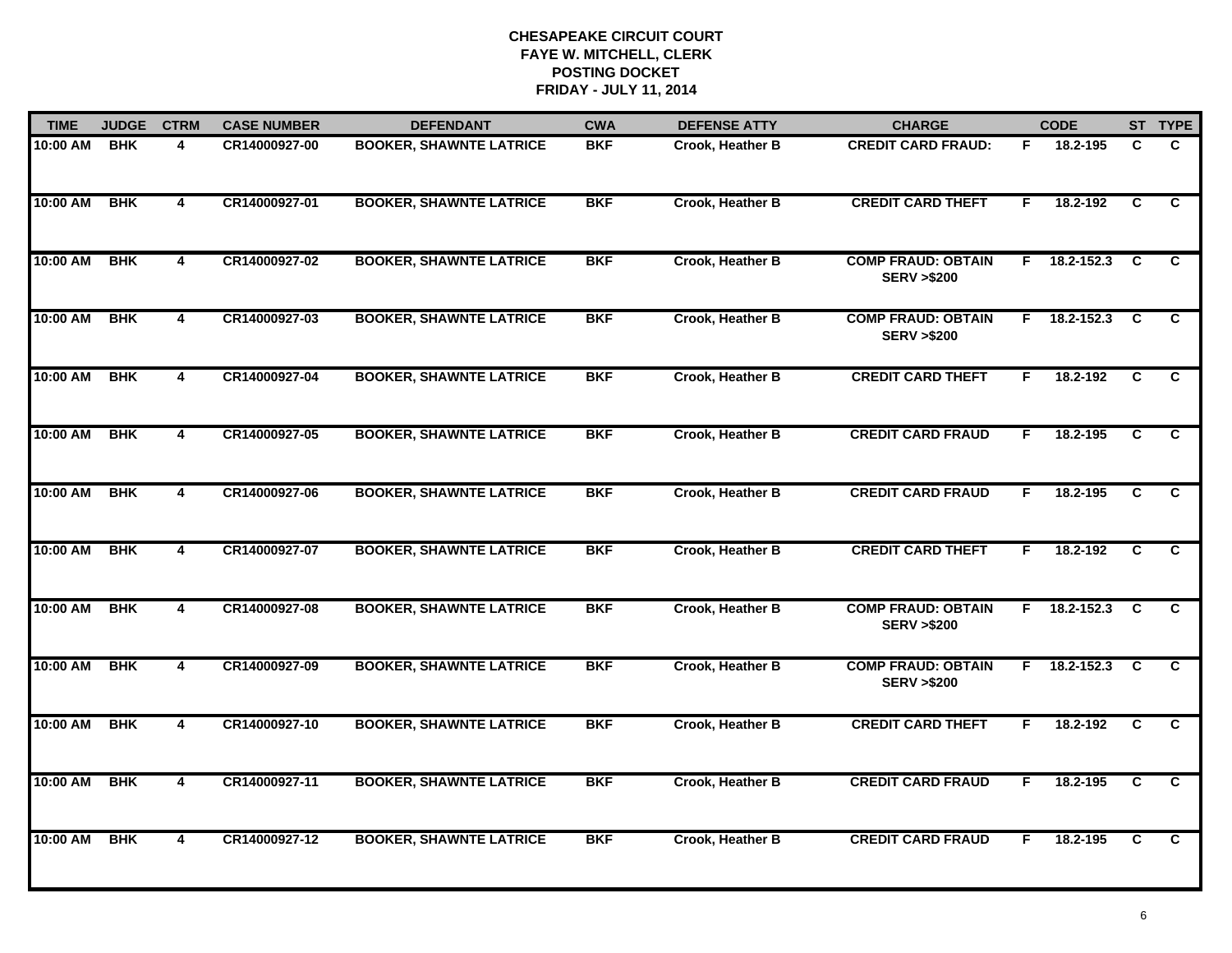# CHESAPEAKE CIRCUIT COURT
## FAYE W. MITCHELL, CLERK
## POSTING DOCKET
## FRIDAY - JULY 11, 2014

| TIME | JUDGE | CTRM | CASE NUMBER | DEFENDANT | CWA | DEFENSE ATTY | CHARGE | | CODE | ST | TYPE |
|---|---|---|---|---|---|---|---|---|---|---|---|
| 10:00 AM | BHK | 4 | CR14000927-00 | BOOKER, SHAWNTE LATRICE | BKF | Crook, Heather B | CREDIT CARD FRAUD: | F | 18.2-195 | C | C |
| 10:00 AM | BHK | 4 | CR14000927-01 | BOOKER, SHAWNTE LATRICE | BKF | Crook, Heather B | CREDIT CARD THEFT | F | 18.2-192 | C | C |
| 10:00 AM | BHK | 4 | CR14000927-02 | BOOKER, SHAWNTE LATRICE | BKF | Crook, Heather B | COMP FRAUD: OBTAIN SERV >$200 | F | 18.2-152.3 | C | C |
| 10:00 AM | BHK | 4 | CR14000927-03 | BOOKER, SHAWNTE LATRICE | BKF | Crook, Heather B | COMP FRAUD: OBTAIN SERV >$200 | F | 18.2-152.3 | C | C |
| 10:00 AM | BHK | 4 | CR14000927-04 | BOOKER, SHAWNTE LATRICE | BKF | Crook, Heather B | CREDIT CARD THEFT | F | 18.2-192 | C | C |
| 10:00 AM | BHK | 4 | CR14000927-05 | BOOKER, SHAWNTE LATRICE | BKF | Crook, Heather B | CREDIT CARD FRAUD | F | 18.2-195 | C | C |
| 10:00 AM | BHK | 4 | CR14000927-06 | BOOKER, SHAWNTE LATRICE | BKF | Crook, Heather B | CREDIT CARD FRAUD | F | 18.2-195 | C | C |
| 10:00 AM | BHK | 4 | CR14000927-07 | BOOKER, SHAWNTE LATRICE | BKF | Crook, Heather B | CREDIT CARD THEFT | F | 18.2-192 | C | C |
| 10:00 AM | BHK | 4 | CR14000927-08 | BOOKER, SHAWNTE LATRICE | BKF | Crook, Heather B | COMP FRAUD: OBTAIN SERV >$200 | F | 18.2-152.3 | C | C |
| 10:00 AM | BHK | 4 | CR14000927-09 | BOOKER, SHAWNTE LATRICE | BKF | Crook, Heather B | COMP FRAUD: OBTAIN SERV >$200 | F | 18.2-152.3 | C | C |
| 10:00 AM | BHK | 4 | CR14000927-10 | BOOKER, SHAWNTE LATRICE | BKF | Crook, Heather B | CREDIT CARD THEFT | F | 18.2-192 | C | C |
| 10:00 AM | BHK | 4 | CR14000927-11 | BOOKER, SHAWNTE LATRICE | BKF | Crook, Heather B | CREDIT CARD FRAUD | F | 18.2-195 | C | C |
| 10:00 AM | BHK | 4 | CR14000927-12 | BOOKER, SHAWNTE LATRICE | BKF | Crook, Heather B | CREDIT CARD FRAUD | F | 18.2-195 | C | C |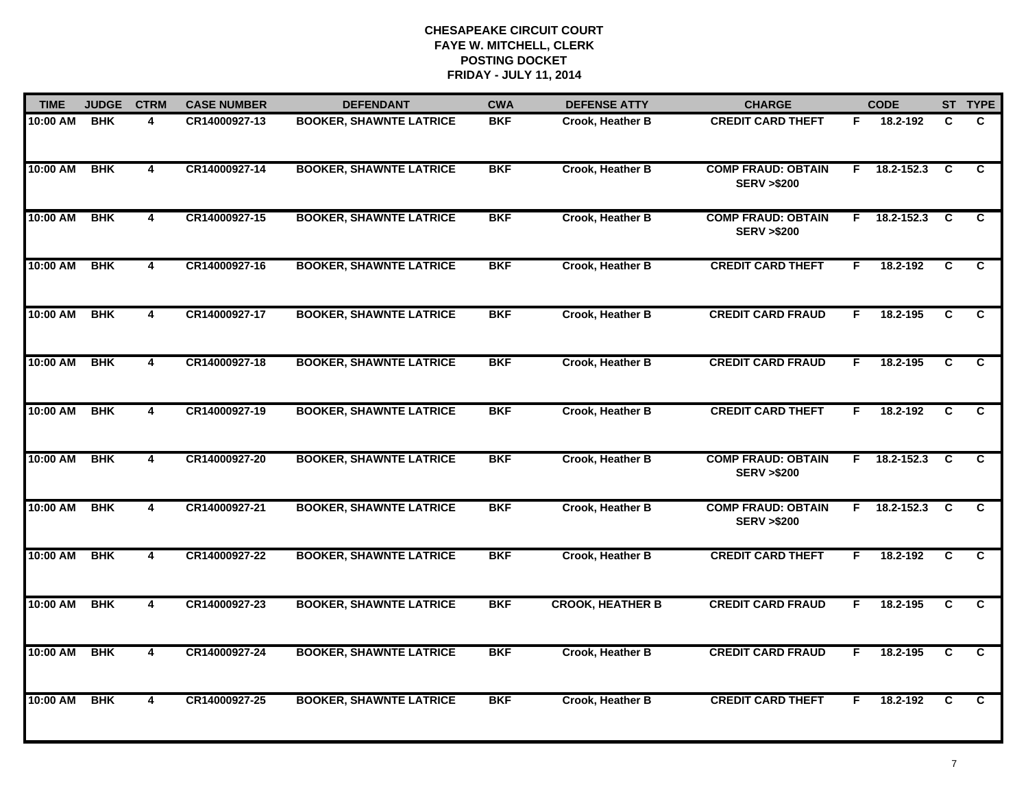**CHESAPEAKE CIRCUIT COURT**
**FAYE W. MITCHELL, CLERK**
**POSTING DOCKET**
**FRIDAY - JULY 11, 2014**

| TIME | JUDGE | CTRM | CASE NUMBER | DEFENDANT | CWA | DEFENSE ATTY | CHARGE | | CODE | ST | TYPE |
|---|---|---|---|---|---|---|---|---|---|---|---|
| 10:00 AM | BHK | 4 | CR14000927-13 | BOOKER, SHAWNTE LATRICE | BKF | Crook, Heather B | CREDIT CARD THEFT | F | 18.2-192 | C | C |
| 10:00 AM | BHK | 4 | CR14000927-14 | BOOKER, SHAWNTE LATRICE | BKF | Crook, Heather B | COMP FRAUD: OBTAIN SERV >$200 | F | 18.2-152.3 | C | C |
| 10:00 AM | BHK | 4 | CR14000927-15 | BOOKER, SHAWNTE LATRICE | BKF | Crook, Heather B | COMP FRAUD: OBTAIN SERV >$200 | F | 18.2-152.3 | C | C |
| 10:00 AM | BHK | 4 | CR14000927-16 | BOOKER, SHAWNTE LATRICE | BKF | Crook, Heather B | CREDIT CARD THEFT | F | 18.2-192 | C | C |
| 10:00 AM | BHK | 4 | CR14000927-17 | BOOKER, SHAWNTE LATRICE | BKF | Crook, Heather B | CREDIT CARD FRAUD | F | 18.2-195 | C | C |
| 10:00 AM | BHK | 4 | CR14000927-18 | BOOKER, SHAWNTE LATRICE | BKF | Crook, Heather B | CREDIT CARD FRAUD | F | 18.2-195 | C | C |
| 10:00 AM | BHK | 4 | CR14000927-19 | BOOKER, SHAWNTE LATRICE | BKF | Crook, Heather B | CREDIT CARD THEFT | F | 18.2-192 | C | C |
| 10:00 AM | BHK | 4 | CR14000927-20 | BOOKER, SHAWNTE LATRICE | BKF | Crook, Heather B | COMP FRAUD: OBTAIN SERV >$200 | F | 18.2-152.3 | C | C |
| 10:00 AM | BHK | 4 | CR14000927-21 | BOOKER, SHAWNTE LATRICE | BKF | Crook, Heather B | COMP FRAUD: OBTAIN SERV >$200 | F | 18.2-152.3 | C | C |
| 10:00 AM | BHK | 4 | CR14000927-22 | BOOKER, SHAWNTE LATRICE | BKF | Crook, Heather B | CREDIT CARD THEFT | F | 18.2-192 | C | C |
| 10:00 AM | BHK | 4 | CR14000927-23 | BOOKER, SHAWNTE LATRICE | BKF | CROOK, HEATHER B | CREDIT CARD FRAUD | F | 18.2-195 | C | C |
| 10:00 AM | BHK | 4 | CR14000927-24 | BOOKER, SHAWNTE LATRICE | BKF | Crook, Heather B | CREDIT CARD FRAUD | F | 18.2-195 | C | C |
| 10:00 AM | BHK | 4 | CR14000927-25 | BOOKER, SHAWNTE LATRICE | BKF | Crook, Heather B | CREDIT CARD THEFT | F | 18.2-192 | C | C |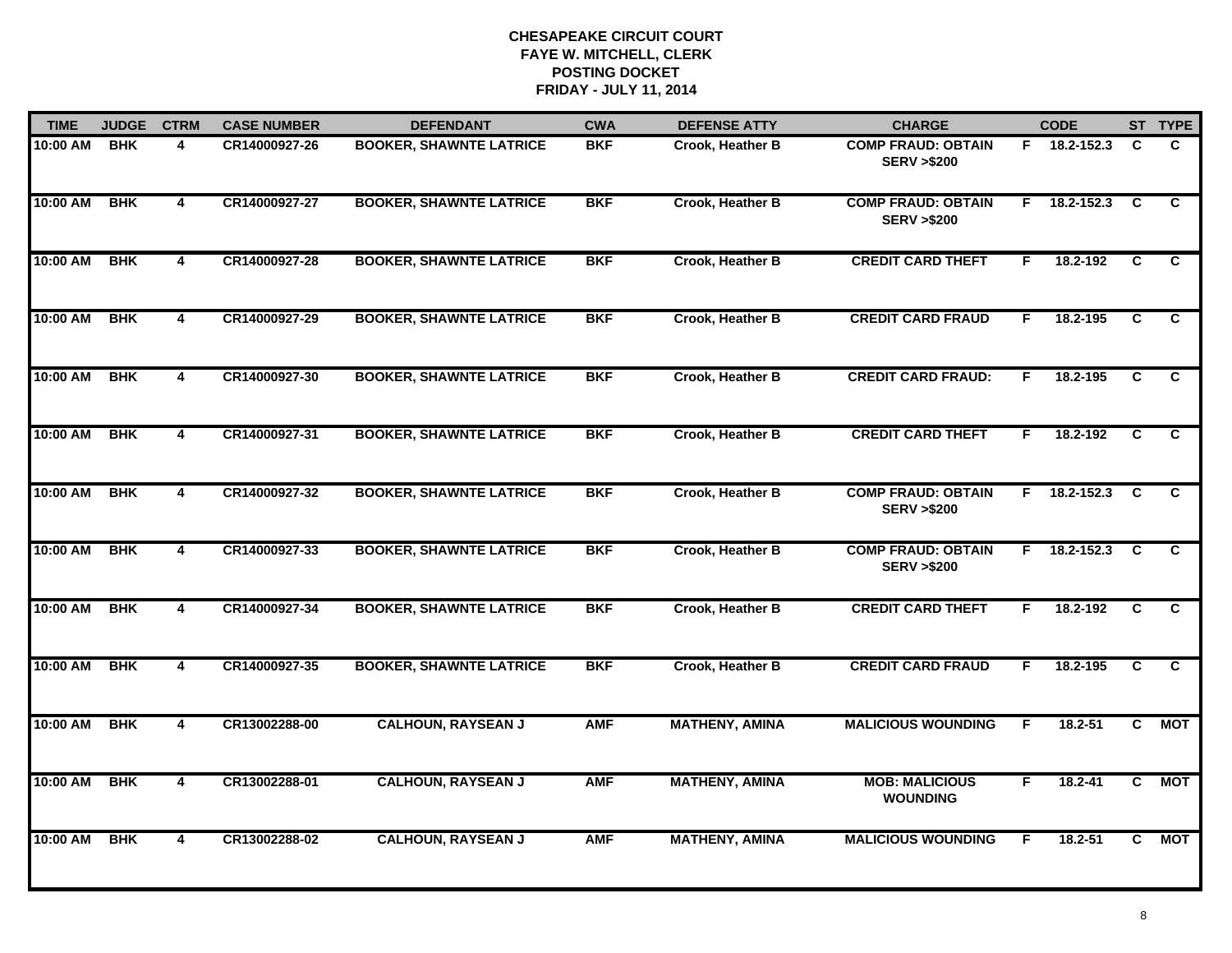# CHESAPEAKE CIRCUIT COURT
## FAYE W. MITCHELL, CLERK
## POSTING DOCKET
## FRIDAY - JULY 11, 2014

| TIME | JUDGE | CTRM | CASE NUMBER | DEFENDANT | CWA | DEFENSE ATTY | CHARGE | | CODE | ST | TYPE |
|---|---|---|---|---|---|---|---|---|---|---|---|
| 10:00 AM | BHK | 4 | CR14000927-26 | BOOKER, SHAWNTE LATRICE | BKF | Crook, Heather B | COMP FRAUD: OBTAIN SERV >$200 | F | 18.2-152.3 | C | C |
| 10:00 AM | BHK | 4 | CR14000927-27 | BOOKER, SHAWNTE LATRICE | BKF | Crook, Heather B | COMP FRAUD: OBTAIN SERV >$200 | F | 18.2-152.3 | C | C |
| 10:00 AM | BHK | 4 | CR14000927-28 | BOOKER, SHAWNTE LATRICE | BKF | Crook, Heather B | CREDIT CARD THEFT | F | 18.2-192 | C | C |
| 10:00 AM | BHK | 4 | CR14000927-29 | BOOKER, SHAWNTE LATRICE | BKF | Crook, Heather B | CREDIT CARD FRAUD | F | 18.2-195 | C | C |
| 10:00 AM | BHK | 4 | CR14000927-30 | BOOKER, SHAWNTE LATRICE | BKF | Crook, Heather B | CREDIT CARD FRAUD: | F | 18.2-195 | C | C |
| 10:00 AM | BHK | 4 | CR14000927-31 | BOOKER, SHAWNTE LATRICE | BKF | Crook, Heather B | CREDIT CARD THEFT | F | 18.2-192 | C | C |
| 10:00 AM | BHK | 4 | CR14000927-32 | BOOKER, SHAWNTE LATRICE | BKF | Crook, Heather B | COMP FRAUD: OBTAIN SERV >$200 | F | 18.2-152.3 | C | C |
| 10:00 AM | BHK | 4 | CR14000927-33 | BOOKER, SHAWNTE LATRICE | BKF | Crook, Heather B | COMP FRAUD: OBTAIN SERV >$200 | F | 18.2-152.3 | C | C |
| 10:00 AM | BHK | 4 | CR14000927-34 | BOOKER, SHAWNTE LATRICE | BKF | Crook, Heather B | CREDIT CARD THEFT | F | 18.2-192 | C | C |
| 10:00 AM | BHK | 4 | CR14000927-35 | BOOKER, SHAWNTE LATRICE | BKF | Crook, Heather B | CREDIT CARD FRAUD | F | 18.2-195 | C | C |
| 10:00 AM | BHK | 4 | CR13002288-00 | CALHOUN, RAYSEAN J | AMF | MATHENY, AMINA | MALICIOUS WOUNDING | F | 18.2-51 | C | MOT |
| 10:00 AM | BHK | 4 | CR13002288-01 | CALHOUN, RAYSEAN J | AMF | MATHENY, AMINA | MOB: MALICIOUS WOUNDING | F | 18.2-41 | C | MOT |
| 10:00 AM | BHK | 4 | CR13002288-02 | CALHOUN, RAYSEAN J | AMF | MATHENY, AMINA | MALICIOUS WOUNDING | F | 18.2-51 | C | MOT |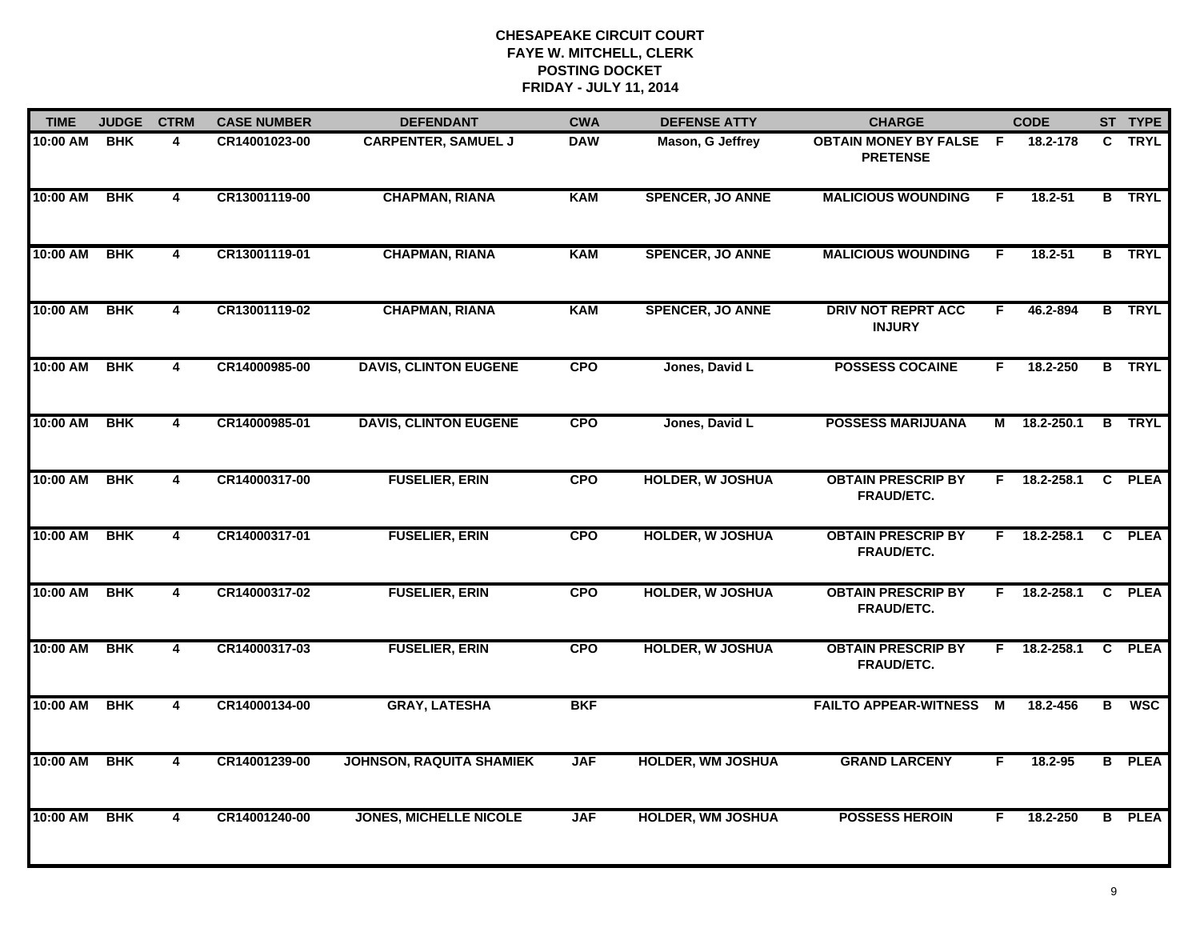# CHESAPEAKE CIRCUIT COURT
## FAYE W. MITCHELL, CLERK
## POSTING DOCKET
## FRIDAY - JULY 11, 2014

| TIME | JUDGE | CTRM | CASE NUMBER | DEFENDANT | CWA | DEFENSE ATTY | CHARGE | | CODE | ST | TYPE |
|---|---|---|---|---|---|---|---|---|---|---|---|
| 10:00 AM | BHK | 4 | CR14001023-00 | CARPENTER, SAMUEL J | DAW | Mason, G Jeffrey | OBTAIN MONEY BY FALSE PRETENSE | F | 18.2-178 | C | TRYL |
| 10:00 AM | BHK | 4 | CR13001119-00 | CHAPMAN, RIANA | KAM | SPENCER, JO ANNE | MALICIOUS WOUNDING | F | 18.2-51 | B | TRYL |
| 10:00 AM | BHK | 4 | CR13001119-01 | CHAPMAN, RIANA | KAM | SPENCER, JO ANNE | MALICIOUS WOUNDING | F | 18.2-51 | B | TRYL |
| 10:00 AM | BHK | 4 | CR13001119-02 | CHAPMAN, RIANA | KAM | SPENCER, JO ANNE | DRIV NOT REPRT ACC INJURY | F | 46.2-894 | B | TRYL |
| 10:00 AM | BHK | 4 | CR14000985-00 | DAVIS, CLINTON EUGENE | CPO | Jones, David L | POSSESS COCAINE | F | 18.2-250 | B | TRYL |
| 10:00 AM | BHK | 4 | CR14000985-01 | DAVIS, CLINTON EUGENE | CPO | Jones, David L | POSSESS MARIJUANA | M | 18.2-250.1 | B | TRYL |
| 10:00 AM | BHK | 4 | CR14000317-00 | FUSELIER, ERIN | CPO | HOLDER, W JOSHUA | OBTAIN PRESCRIP BY FRAUD/ETC. | F | 18.2-258.1 | C | PLEA |
| 10:00 AM | BHK | 4 | CR14000317-01 | FUSELIER, ERIN | CPO | HOLDER, W JOSHUA | OBTAIN PRESCRIP BY FRAUD/ETC. | F | 18.2-258.1 | C | PLEA |
| 10:00 AM | BHK | 4 | CR14000317-02 | FUSELIER, ERIN | CPO | HOLDER, W JOSHUA | OBTAIN PRESCRIP BY FRAUD/ETC. | F | 18.2-258.1 | C | PLEA |
| 10:00 AM | BHK | 4 | CR14000317-03 | FUSELIER, ERIN | CPO | HOLDER, W JOSHUA | OBTAIN PRESCRIP BY FRAUD/ETC. | F | 18.2-258.1 | C | PLEA |
| 10:00 AM | BHK | 4 | CR14000134-00 | GRAY, LATESHA | BKF | | FAILTO APPEAR-WITNESS | M | 18.2-456 | B | WSC |
| 10:00 AM | BHK | 4 | CR14001239-00 | JOHNSON, RAQUITA SHAMIEK | JAF | HOLDER, WM JOSHUA | GRAND LARCENY | F | 18.2-95 | B | PLEA |
| 10:00 AM | BHK | 4 | CR14001240-00 | JONES, MICHELLE NICOLE | JAF | HOLDER, WM JOSHUA | POSSESS HEROIN | F | 18.2-250 | B | PLEA |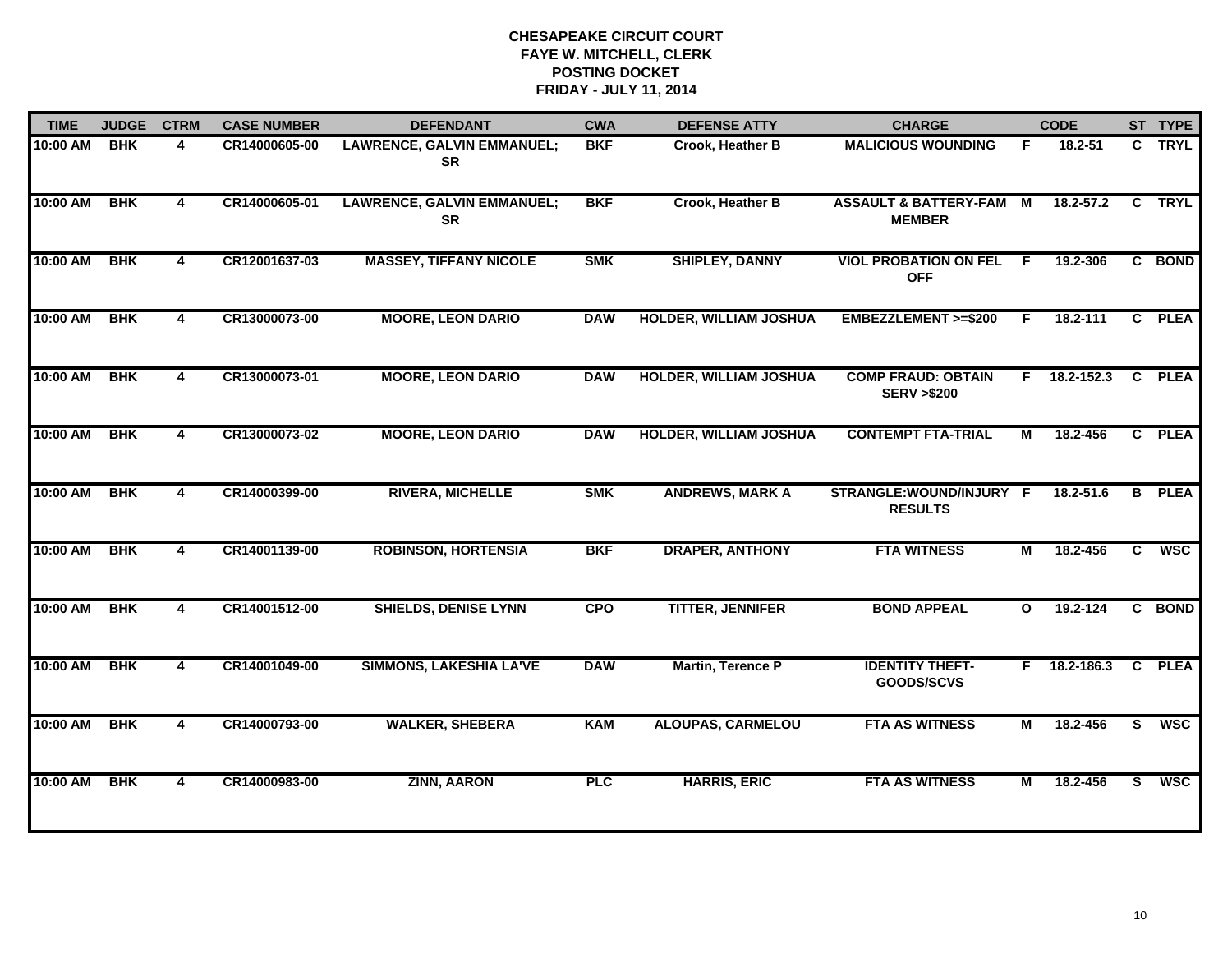# CHESAPEAKE CIRCUIT COURT
## FAYE W. MITCHELL, CLERK
## POSTING DOCKET
## FRIDAY - JULY 11, 2014

| TIME | JUDGE | CTRM | CASE NUMBER | DEFENDANT | CWA | DEFENSE ATTY | CHARGE | | CODE | ST | TYPE |
|---|---|---|---|---|---|---|---|---|---|---|---|
| 10:00 AM | BHK | 4 | CR14000605-00 | LAWRENCE, GALVIN EMMANUEL; SR | BKF | Crook, Heather B | MALICIOUS WOUNDING | F | 18.2-51 | C | TRYL |
| 10:00 AM | BHK | 4 | CR14000605-01 | LAWRENCE, GALVIN EMMANUEL; SR | BKF | Crook, Heather B | ASSAULT & BATTERY-FAM MEMBER | M | 18.2-57.2 | C | TRYL |
| 10:00 AM | BHK | 4 | CR12001637-03 | MASSEY, TIFFANY NICOLE | SMK | SHIPLEY, DANNY | VIOL PROBATION ON FEL OFF | F | 19.2-306 | C | BOND |
| 10:00 AM | BHK | 4 | CR13000073-00 | MOORE, LEON DARIO | DAW | HOLDER, WILLIAM JOSHUA | EMBEZZLEMENT >=$200 | F | 18.2-111 | C | PLEA |
| 10:00 AM | BHK | 4 | CR13000073-01 | MOORE, LEON DARIO | DAW | HOLDER, WILLIAM JOSHUA | COMP FRAUD: OBTAIN SERV >$200 | F | 18.2-152.3 | C | PLEA |
| 10:00 AM | BHK | 4 | CR13000073-02 | MOORE, LEON DARIO | DAW | HOLDER, WILLIAM JOSHUA | CONTEMPT FTA-TRIAL | M | 18.2-456 | C | PLEA |
| 10:00 AM | BHK | 4 | CR14000399-00 | RIVERA, MICHELLE | SMK | ANDREWS, MARK A | STRANGLE:WOUND/INJURY RESULTS | F | 18.2-51.6 | B | PLEA |
| 10:00 AM | BHK | 4 | CR14001139-00 | ROBINSON, HORTENSIA | BKF | DRAPER, ANTHONY | FTA WITNESS | M | 18.2-456 | C | WSC |
| 10:00 AM | BHK | 4 | CR14001512-00 | SHIELDS, DENISE LYNN | CPO | TITTER, JENNIFER | BOND APPEAL | O | 19.2-124 | C | BOND |
| 10:00 AM | BHK | 4 | CR14001049-00 | SIMMONS, LAKESHIA LA'VE | DAW | Martin, Terence P | IDENTITY THEFT-GOODS/SCVS | F | 18.2-186.3 | C | PLEA |
| 10:00 AM | BHK | 4 | CR14000793-00 | WALKER, SHEBERA | KAM | ALOUPAS, CARMELOU | FTA AS WITNESS | M | 18.2-456 | S | WSC |
| 10:00 AM | BHK | 4 | CR14000983-00 | ZINN, AARON | PLC | HARRIS, ERIC | FTA AS WITNESS | M | 18.2-456 | S | WSC |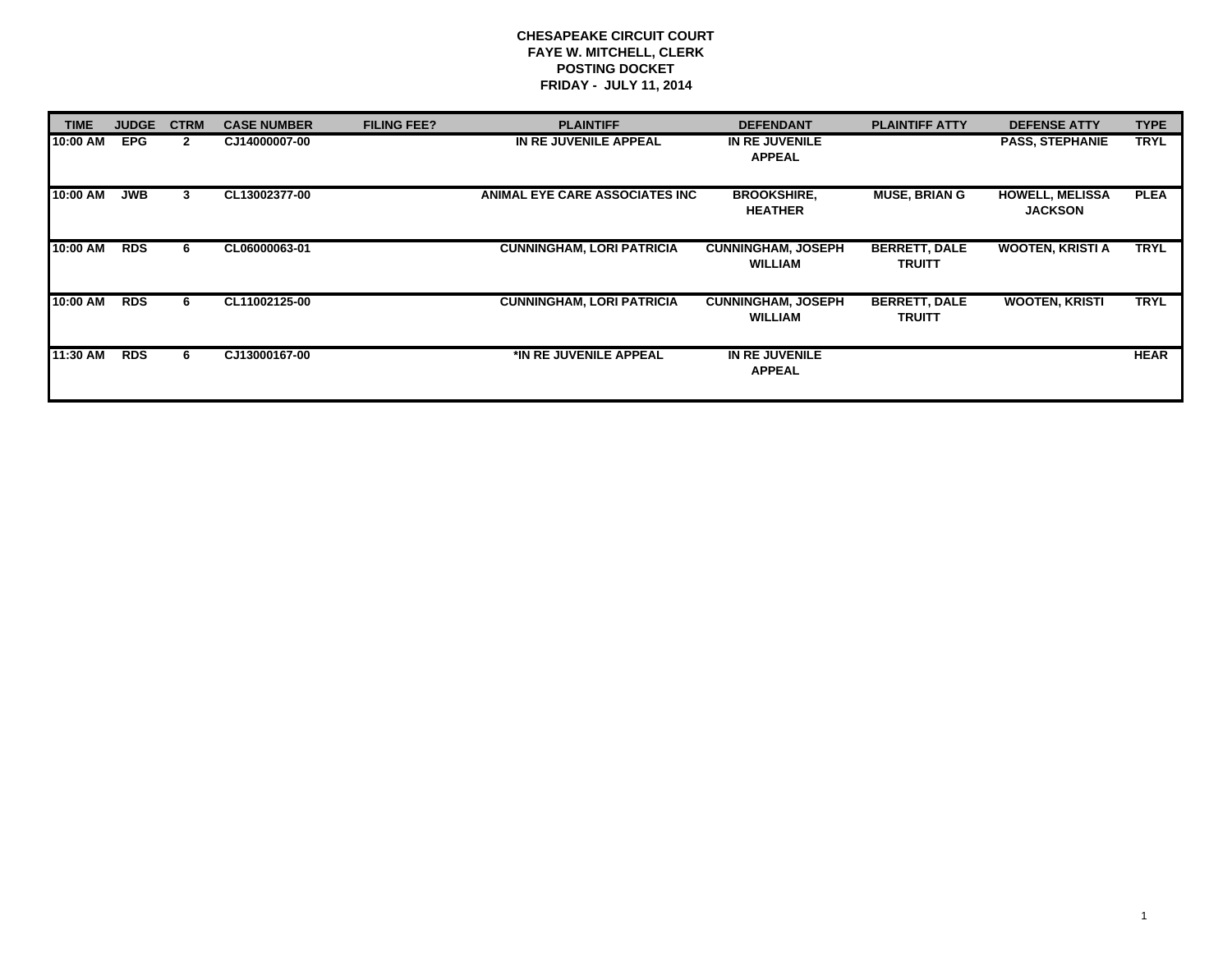**CHESAPEAKE CIRCUIT COURT**
**FAYE W. MITCHELL, CLERK**
**POSTING DOCKET**
**FRIDAY - JULY 11, 2014**

| TIME | JUDGE | CTRM | CASE NUMBER | FILING FEE? | PLAINTIFF | DEFENDANT | PLAINTIFF ATTY | DEFENSE ATTY | TYPE |
|---|---|---|---|---|---|---|---|---|---|
| 10:00 AM | EPG | 2 | CJ14000007-00 | | IN RE JUVENILE APPEAL | IN RE JUVENILE APPEAL | | PASS, STEPHANIE | TRYL |
| 10:00 AM | JWB | 3 | CL13002377-00 | | ANIMAL EYE CARE ASSOCIATES INC | BROOKSHIRE, HEATHER | MUSE, BRIAN G | HOWELL, MELISSA JACKSON | PLEA |
| 10:00 AM | RDS | 6 | CL06000063-01 | | CUNNINGHAM, LORI PATRICIA | CUNNINGHAM, JOSEPH WILLIAM | BERRETT, DALE TRUITT | WOOTEN, KRISTI A | TRYL |
| 10:00 AM | RDS | 6 | CL11002125-00 | | CUNNINGHAM, LORI PATRICIA | CUNNINGHAM, JOSEPH WILLIAM | BERRETT, DALE TRUITT | WOOTEN, KRISTI | TRYL |
| 11:30 AM | RDS | 6 | CJ13000167-00 | | *IN RE JUVENILE APPEAL | IN RE JUVENILE APPEAL | | | HEAR |